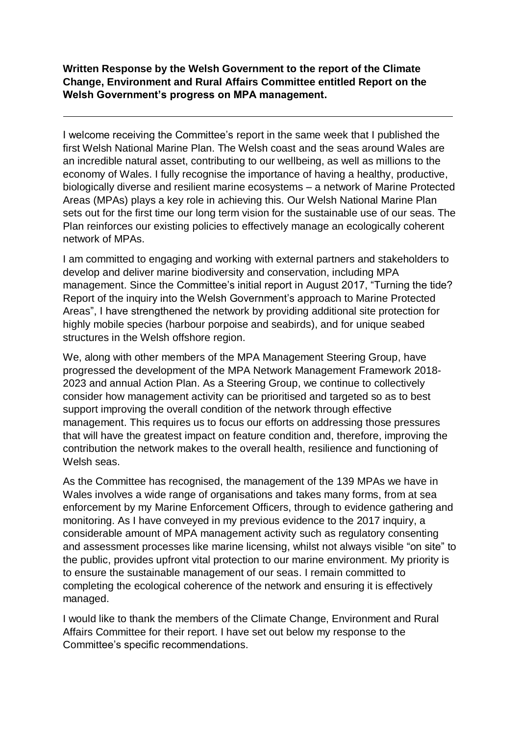**Written Response by the Welsh Government to the report of the Climate Change, Environment and Rural Affairs Committee entitled Report on the Welsh Government's progress on MPA management.**

---

I welcome receiving the Committee's report in the same week that I published the first Welsh National Marine Plan. The Welsh coast and the seas around Wales are an incredible natural asset, contributing to our wellbeing, as well as millions to the economy of Wales. I fully recognise the importance of having a healthy, productive, biologically diverse and resilient marine ecosystems – a network of Marine Protected Areas (MPAs) plays a key role in achieving this. Our Welsh National Marine Plan sets out for the first time our long term vision for the sustainable use of our seas. The Plan reinforces our existing policies to effectively manage an ecologically coherent network of MPAs.

I am committed to engaging and working with external partners and stakeholders to develop and deliver marine biodiversity and conservation, including MPA management. Since the Committee's initial report in August 2017, "Turning the tide? Report of the inquiry into the Welsh Government's approach to Marine Protected Areas", I have strengthened the network by providing additional site protection for highly mobile species (harbour porpoise and seabirds), and for unique seabed structures in the Welsh offshore region.

We, along with other members of the MPA Management Steering Group, have progressed the development of the MPA Network Management Framework 2018-2023 and annual Action Plan. As a Steering Group, we continue to collectively consider how management activity can be prioritised and targeted so as to best support improving the overall condition of the network through effective management. This requires us to focus our efforts on addressing those pressures that will have the greatest impact on feature condition and, therefore, improving the contribution the network makes to the overall health, resilience and functioning of Welsh seas.

As the Committee has recognised, the management of the 139 MPAs we have in Wales involves a wide range of organisations and takes many forms, from at sea enforcement by my Marine Enforcement Officers, through to evidence gathering and monitoring. As I have conveyed in my previous evidence to the 2017 inquiry, a considerable amount of MPA management activity such as regulatory consenting and assessment processes like marine licensing, whilst not always visible "on site" to the public, provides upfront vital protection to our marine environment. My priority is to ensure the sustainable management of our seas. I remain committed to completing the ecological coherence of the network and ensuring it is effectively managed.

I would like to thank the members of the Climate Change, Environment and Rural Affairs Committee for their report. I have set out below my response to the Committee's specific recommendations.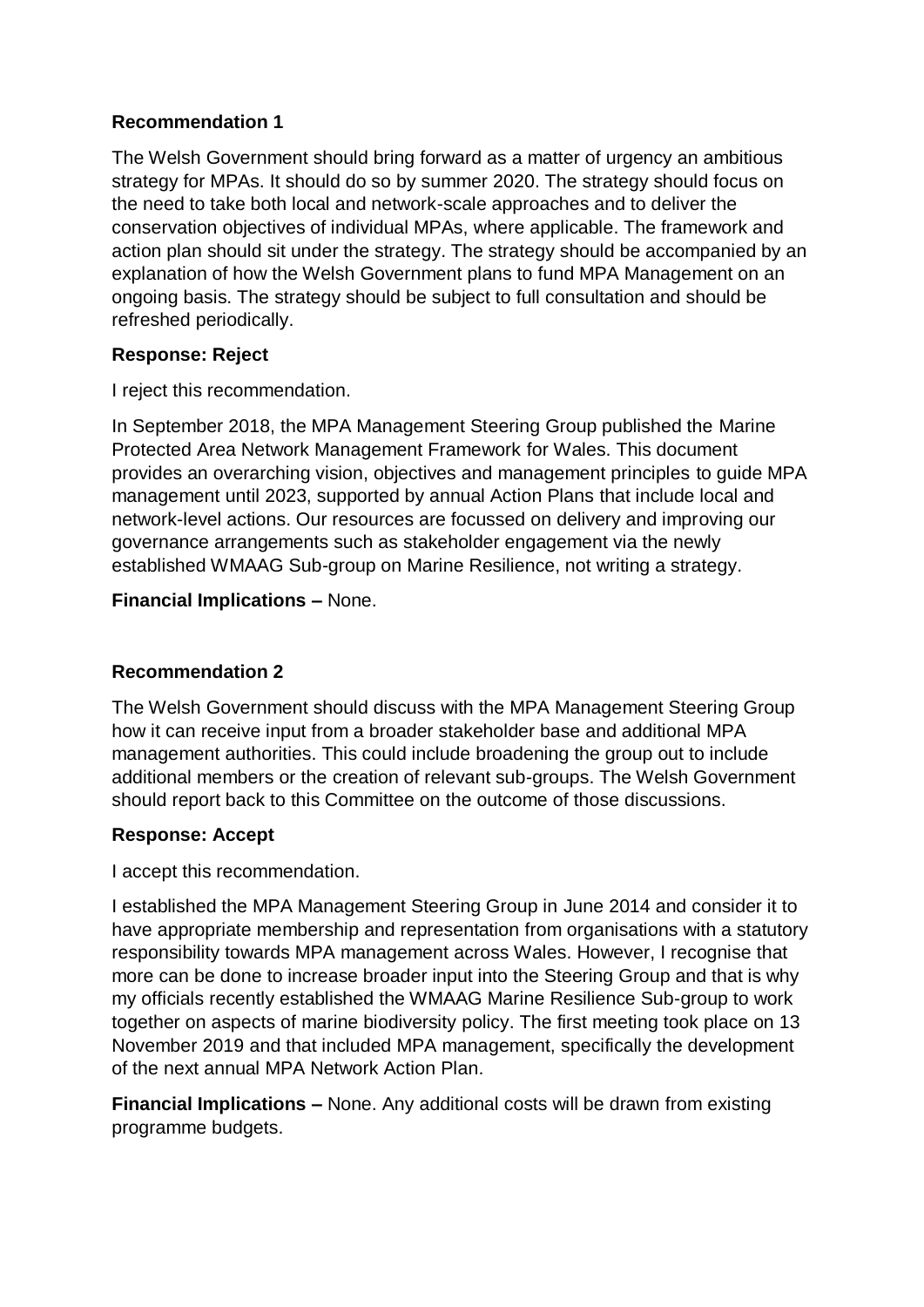**Recommendation 1**

The Welsh Government should bring forward as a matter of urgency an ambitious strategy for MPAs. It should do so by summer 2020. The strategy should focus on the need to take both local and network-scale approaches and to deliver the conservation objectives of individual MPAs, where applicable. The framework and action plan should sit under the strategy. The strategy should be accompanied by an explanation of how the Welsh Government plans to fund MPA Management on an ongoing basis. The strategy should be subject to full consultation and should be refreshed periodically.

**Response: Reject**

I reject this recommendation.

In September 2018, the MPA Management Steering Group published the Marine Protected Area Network Management Framework for Wales. This document provides an overarching vision, objectives and management principles to guide MPA management until 2023, supported by annual Action Plans that include local and network-level actions. Our resources are focussed on delivery and improving our governance arrangements such as stakeholder engagement via the newly established WMAAG Sub-group on Marine Resilience, not writing a strategy.

**Financial Implications –** None.

**Recommendation 2**

The Welsh Government should discuss with the MPA Management Steering Group how it can receive input from a broader stakeholder base and additional MPA management authorities. This could include broadening the group out to include additional members or the creation of relevant sub-groups. The Welsh Government should report back to this Committee on the outcome of those discussions.

**Response: Accept**

I accept this recommendation.

I established the MPA Management Steering Group in June 2014 and consider it to have appropriate membership and representation from organisations with a statutory responsibility towards MPA management across Wales. However, I recognise that more can be done to increase broader input into the Steering Group and that is why my officials recently established the WMAAG Marine Resilience Sub-group to work together on aspects of marine biodiversity policy. The first meeting took place on 13 November 2019 and that included MPA management, specifically the development of the next annual MPA Network Action Plan.

**Financial Implications –** None. Any additional costs will be drawn from existing programme budgets.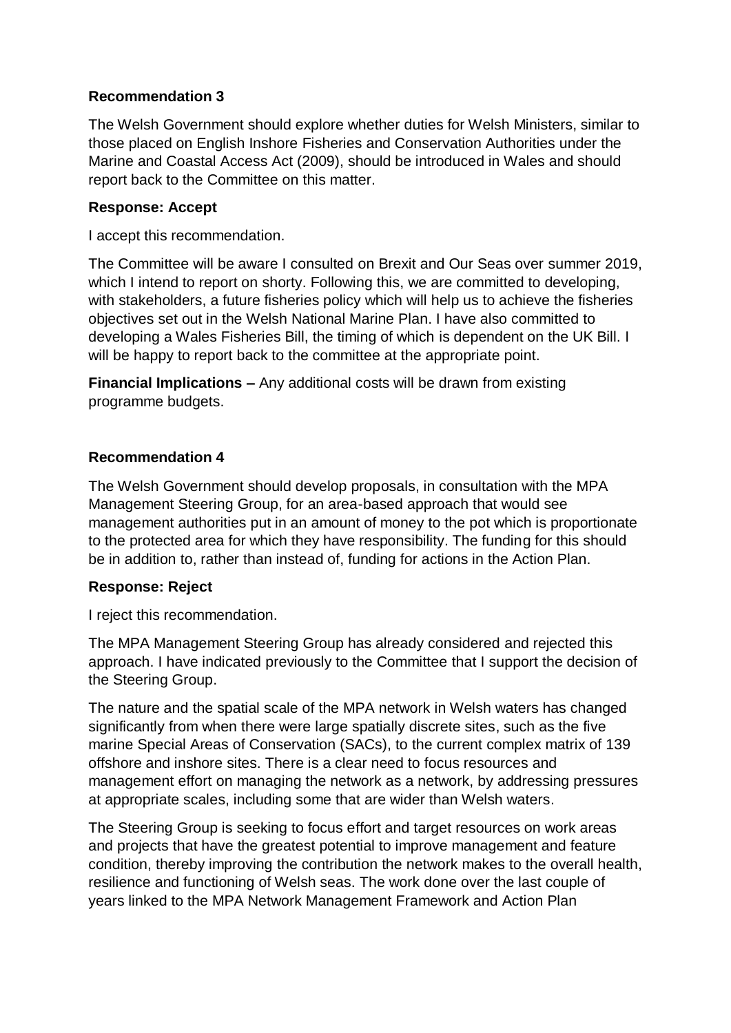**Recommendation 3**

The Welsh Government should explore whether duties for Welsh Ministers, similar to those placed on English Inshore Fisheries and Conservation Authorities under the Marine and Coastal Access Act (2009), should be introduced in Wales and should report back to the Committee on this matter.

**Response: Accept**

I accept this recommendation.

The Committee will be aware I consulted on Brexit and Our Seas over summer 2019, which I intend to report on shorty. Following this, we are committed to developing, with stakeholders, a future fisheries policy which will help us to achieve the fisheries objectives set out in the Welsh National Marine Plan. I have also committed to developing a Wales Fisheries Bill, the timing of which is dependent on the UK Bill. I will be happy to report back to the committee at the appropriate point.

**Financial Implications –** Any additional costs will be drawn from existing programme budgets.

**Recommendation 4**

The Welsh Government should develop proposals, in consultation with the MPA Management Steering Group, for an area-based approach that would see management authorities put in an amount of money to the pot which is proportionate to the protected area for which they have responsibility. The funding for this should be in addition to, rather than instead of, funding for actions in the Action Plan.

**Response: Reject**

I reject this recommendation.

The MPA Management Steering Group has already considered and rejected this approach. I have indicated previously to the Committee that I support the decision of the Steering Group.

The nature and the spatial scale of the MPA network in Welsh waters has changed significantly from when there were large spatially discrete sites, such as the five marine Special Areas of Conservation (SACs), to the current complex matrix of 139 offshore and inshore sites. There is a clear need to focus resources and management effort on managing the network as a network, by addressing pressures at appropriate scales, including some that are wider than Welsh waters.

The Steering Group is seeking to focus effort and target resources on work areas and projects that have the greatest potential to improve management and feature condition, thereby improving the contribution the network makes to the overall health, resilience and functioning of Welsh seas. The work done over the last couple of years linked to the MPA Network Management Framework and Action Plan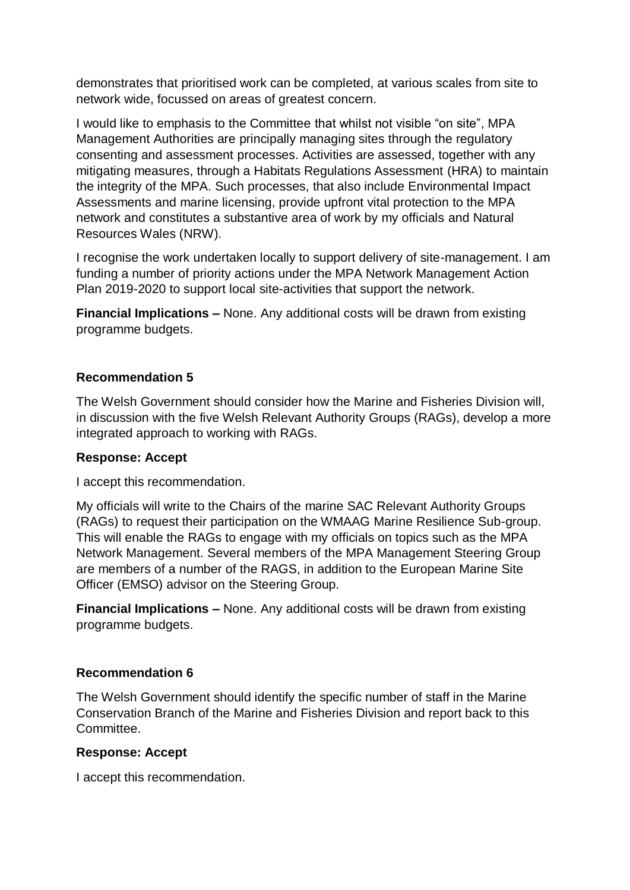demonstrates that prioritised work can be completed, at various scales from site to network wide, focussed on areas of greatest concern.

I would like to emphasis to the Committee that whilst not visible "on site", MPA Management Authorities are principally managing sites through the regulatory consenting and assessment processes. Activities are assessed, together with any mitigating measures, through a Habitats Regulations Assessment (HRA) to maintain the integrity of the MPA. Such processes, that also include Environmental Impact Assessments and marine licensing, provide upfront vital protection to the MPA network and constitutes a substantive area of work by my officials and Natural Resources Wales (NRW).

I recognise the work undertaken locally to support delivery of site-management. I am funding a number of priority actions under the MPA Network Management Action Plan 2019-2020 to support local site-activities that support the network.

**Financial Implications –** None. Any additional costs will be drawn from existing programme budgets.

**Recommendation 5**

The Welsh Government should consider how the Marine and Fisheries Division will, in discussion with the five Welsh Relevant Authority Groups (RAGs), develop a more integrated approach to working with RAGs.

**Response: Accept**

I accept this recommendation.

My officials will write to the Chairs of the marine SAC Relevant Authority Groups (RAGs) to request their participation on the WMAAG Marine Resilience Sub-group. This will enable the RAGs to engage with my officials on topics such as the MPA Network Management. Several members of the MPA Management Steering Group are members of a number of the RAGS, in addition to the European Marine Site Officer (EMSO) advisor on the Steering Group.

**Financial Implications –** None. Any additional costs will be drawn from existing programme budgets.

**Recommendation 6**

The Welsh Government should identify the specific number of staff in the Marine Conservation Branch of the Marine and Fisheries Division and report back to this Committee.

**Response: Accept**

I accept this recommendation.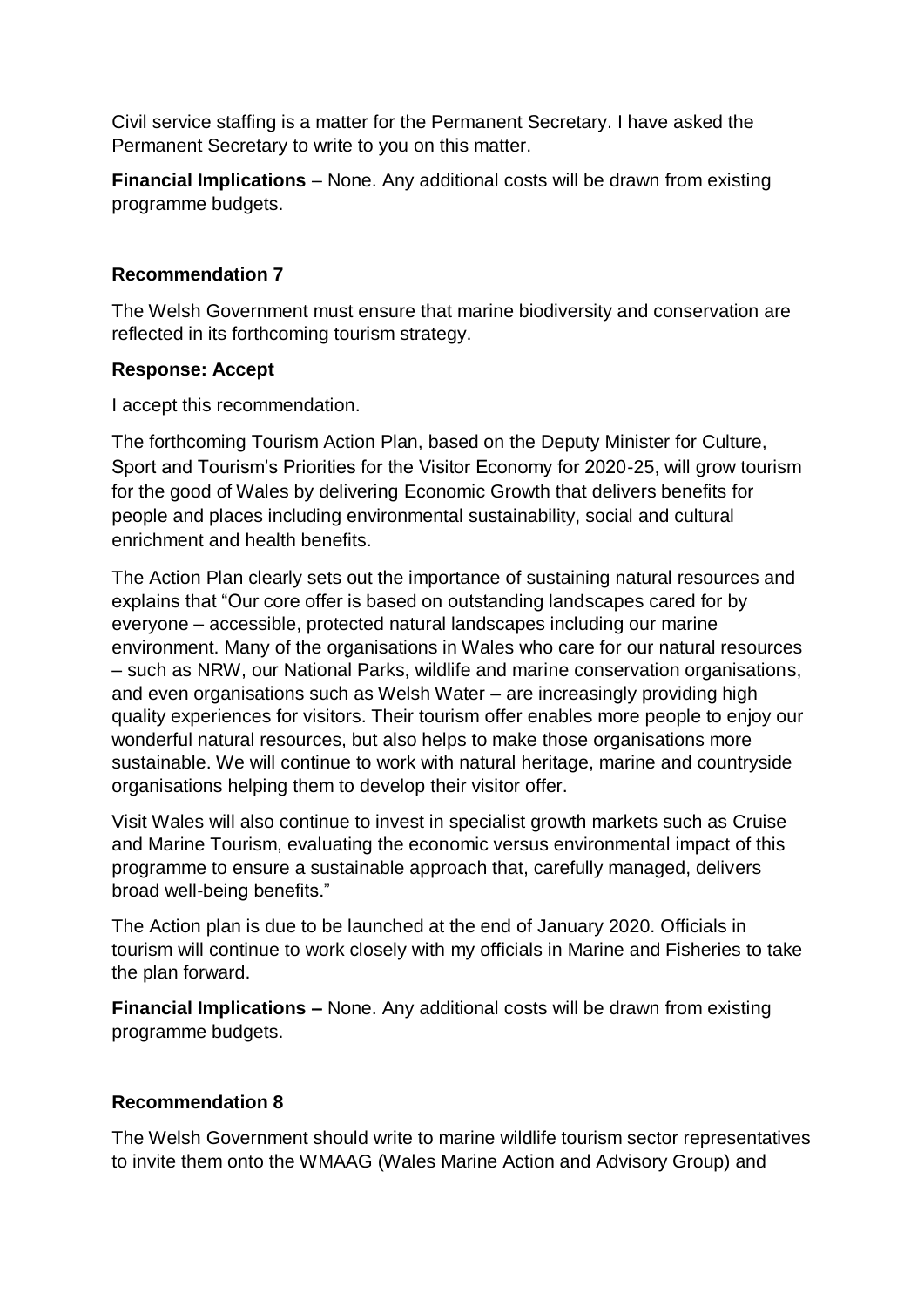Civil service staffing is a matter for the Permanent Secretary. I have asked the Permanent Secretary to write to you on this matter.

**Financial Implications** – None. Any additional costs will be drawn from existing programme budgets.

### Recommendation 7

The Welsh Government must ensure that marine biodiversity and conservation are reflected in its forthcoming tourism strategy.

**Response: Accept**

I accept this recommendation.

The forthcoming Tourism Action Plan, based on the Deputy Minister for Culture, Sport and Tourism's Priorities for the Visitor Economy for 2020-25, will grow tourism for the good of Wales by delivering Economic Growth that delivers benefits for people and places including environmental sustainability, social and cultural enrichment and health benefits.

The Action Plan clearly sets out the importance of sustaining natural resources and explains that "Our core offer is based on outstanding landscapes cared for by everyone – accessible, protected natural landscapes including our marine environment. Many of the organisations in Wales who care for our natural resources – such as NRW, our National Parks, wildlife and marine conservation organisations, and even organisations such as Welsh Water – are increasingly providing high quality experiences for visitors. Their tourism offer enables more people to enjoy our wonderful natural resources, but also helps to make those organisations more sustainable. We will continue to work with natural heritage, marine and countryside organisations helping them to develop their visitor offer.

Visit Wales will also continue to invest in specialist growth markets such as Cruise and Marine Tourism, evaluating the economic versus environmental impact of this programme to ensure a sustainable approach that, carefully managed, delivers broad well-being benefits."

The Action plan is due to be launched at the end of January 2020. Officials in tourism will continue to work closely with my officials in Marine and Fisheries to take the plan forward.

**Financial Implications –** None. Any additional costs will be drawn from existing programme budgets.

### Recommendation 8

The Welsh Government should write to marine wildlife tourism sector representatives to invite them onto the WMAAG (Wales Marine Action and Advisory Group) and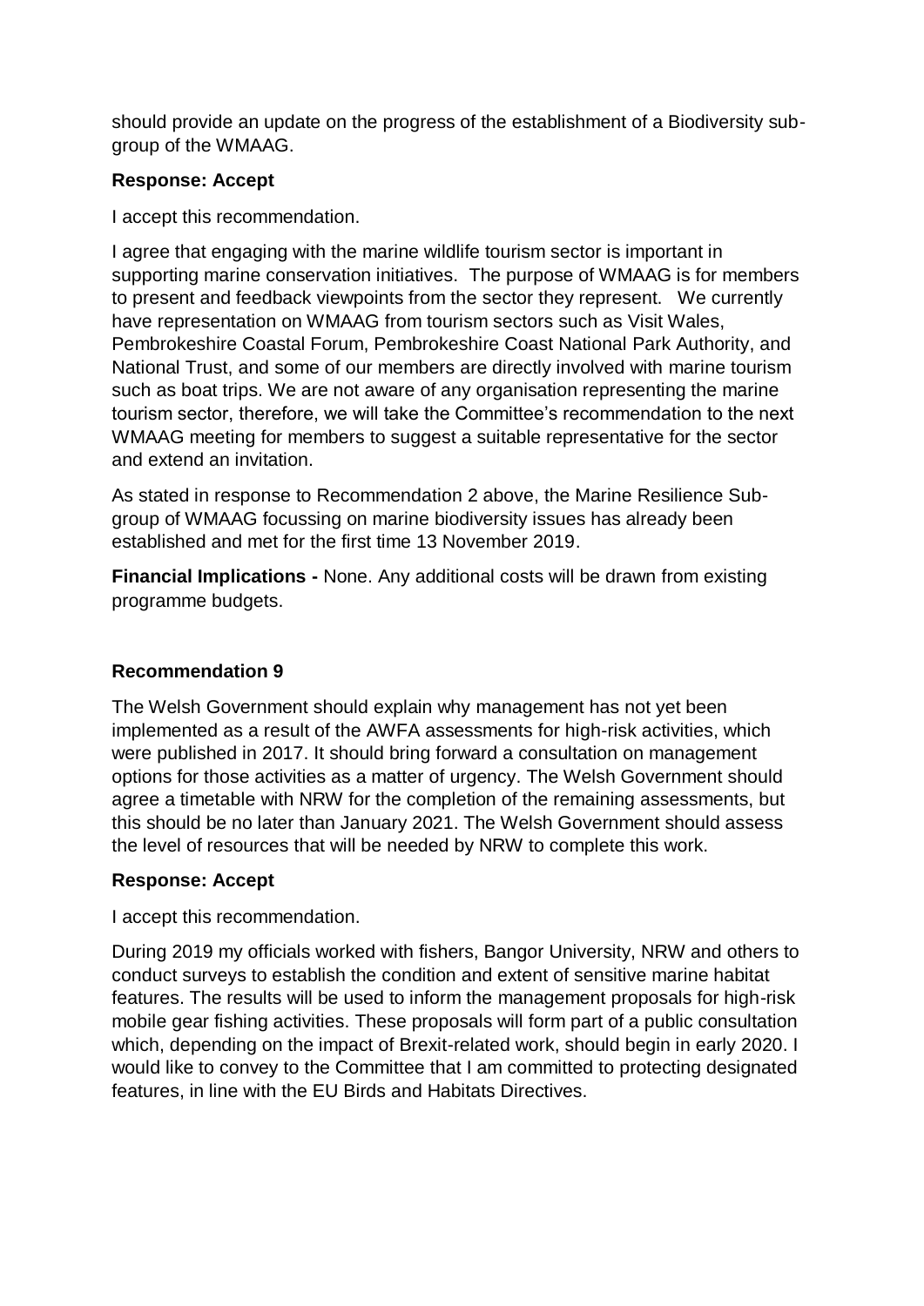should provide an update on the progress of the establishment of a Biodiversity sub-group of the WMAAG.

**Response: Accept**

I accept this recommendation.

I agree that engaging with the marine wildlife tourism sector is important in supporting marine conservation initiatives. The purpose of WMAAG is for members to present and feedback viewpoints from the sector they represent. We currently have representation on WMAAG from tourism sectors such as Visit Wales, Pembrokeshire Coastal Forum, Pembrokeshire Coast National Park Authority, and National Trust, and some of our members are directly involved with marine tourism such as boat trips. We are not aware of any organisation representing the marine tourism sector, therefore, we will take the Committee's recommendation to the next WMAAG meeting for members to suggest a suitable representative for the sector and extend an invitation.

As stated in response to Recommendation 2 above, the Marine Resilience Sub-group of WMAAG focussing on marine biodiversity issues has already been established and met for the first time 13 November 2019.

**Financial Implications -** None. Any additional costs will be drawn from existing programme budgets.

**Recommendation 9**

The Welsh Government should explain why management has not yet been implemented as a result of the AWFA assessments for high-risk activities, which were published in 2017. It should bring forward a consultation on management options for those activities as a matter of urgency. The Welsh Government should agree a timetable with NRW for the completion of the remaining assessments, but this should be no later than January 2021. The Welsh Government should assess the level of resources that will be needed by NRW to complete this work.

**Response: Accept**

I accept this recommendation.

During 2019 my officials worked with fishers, Bangor University, NRW and others to conduct surveys to establish the condition and extent of sensitive marine habitat features. The results will be used to inform the management proposals for high-risk mobile gear fishing activities. These proposals will form part of a public consultation which, depending on the impact of Brexit-related work, should begin in early 2020. I would like to convey to the Committee that I am committed to protecting designated features, in line with the EU Birds and Habitats Directives.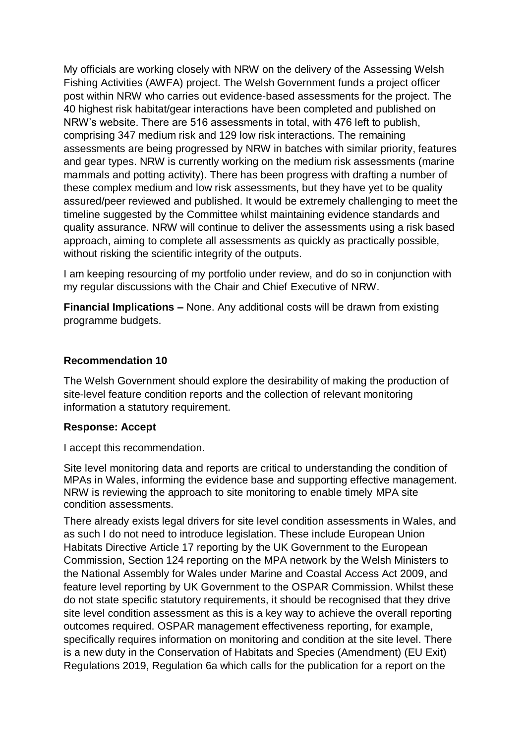My officials are working closely with NRW on the delivery of the Assessing Welsh Fishing Activities (AWFA) project. The Welsh Government funds a project officer post within NRW who carries out evidence-based assessments for the project. The 40 highest risk habitat/gear interactions have been completed and published on NRW's website. There are 516 assessments in total, with 476 left to publish, comprising 347 medium risk and 129 low risk interactions. The remaining assessments are being progressed by NRW in batches with similar priority, features and gear types. NRW is currently working on the medium risk assessments (marine mammals and potting activity). There has been progress with drafting a number of these complex medium and low risk assessments, but they have yet to be quality assured/peer reviewed and published. It would be extremely challenging to meet the timeline suggested by the Committee whilst maintaining evidence standards and quality assurance. NRW will continue to deliver the assessments using a risk based approach, aiming to complete all assessments as quickly as practically possible, without risking the scientific integrity of the outputs.

I am keeping resourcing of my portfolio under review, and do so in conjunction with my regular discussions with the Chair and Chief Executive of NRW.

**Financial Implications –** None. Any additional costs will be drawn from existing programme budgets.

**Recommendation 10**

The Welsh Government should explore the desirability of making the production of site-level feature condition reports and the collection of relevant monitoring information a statutory requirement.

**Response: Accept**

I accept this recommendation.

Site level monitoring data and reports are critical to understanding the condition of MPAs in Wales, informing the evidence base and supporting effective management. NRW is reviewing the approach to site monitoring to enable timely MPA site condition assessments.

There already exists legal drivers for site level condition assessments in Wales, and as such I do not need to introduce legislation. These include European Union Habitats Directive Article 17 reporting by the UK Government to the European Commission, Section 124 reporting on the MPA network by the Welsh Ministers to the National Assembly for Wales under Marine and Coastal Access Act 2009, and feature level reporting by UK Government to the OSPAR Commission. Whilst these do not state specific statutory requirements, it should be recognised that they drive site level condition assessment as this is a key way to achieve the overall reporting outcomes required. OSPAR management effectiveness reporting, for example, specifically requires information on monitoring and condition at the site level. There is a new duty in the Conservation of Habitats and Species (Amendment) (EU Exit) Regulations 2019, Regulation 6a which calls for the publication for a report on the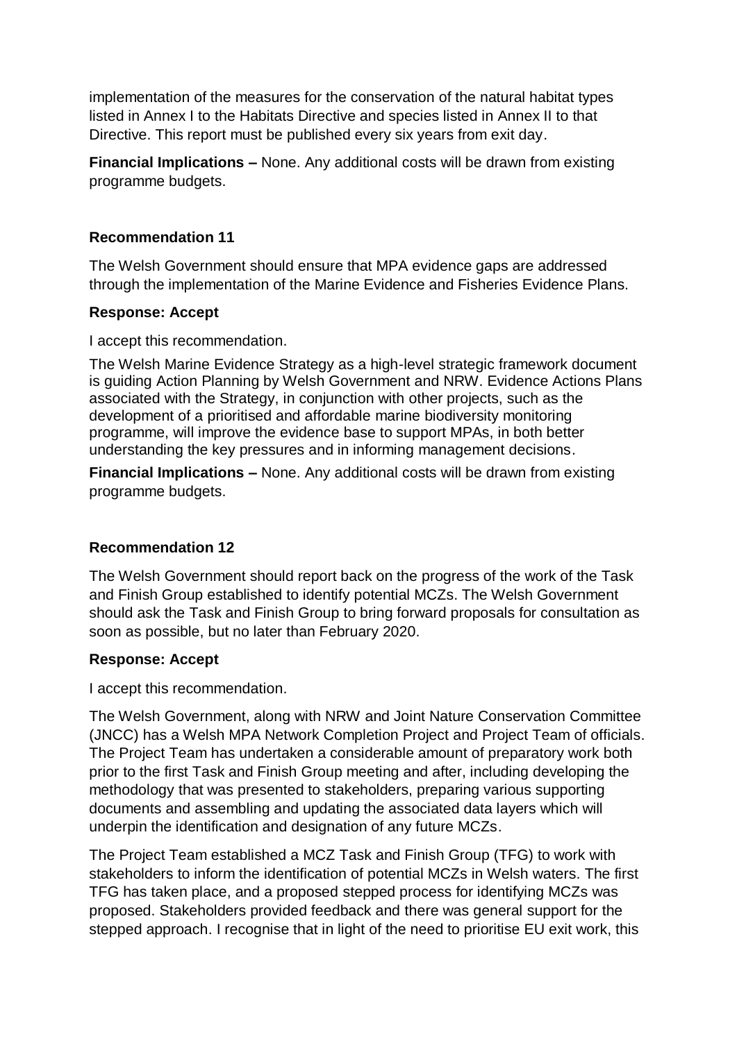implementation of the measures for the conservation of the natural habitat types listed in Annex I to the Habitats Directive and species listed in Annex II to that Directive. This report must be published every six years from exit day.

**Financial Implications –** None. Any additional costs will be drawn from existing programme budgets.

### Recommendation 11

The Welsh Government should ensure that MPA evidence gaps are addressed through the implementation of the Marine Evidence and Fisheries Evidence Plans.

**Response: Accept**

I accept this recommendation.

The Welsh Marine Evidence Strategy as a high-level strategic framework document is guiding Action Planning by Welsh Government and NRW. Evidence Actions Plans associated with the Strategy, in conjunction with other projects, such as the development of a prioritised and affordable marine biodiversity monitoring programme, will improve the evidence base to support MPAs, in both better understanding the key pressures and in informing management decisions.

**Financial Implications –** None. Any additional costs will be drawn from existing programme budgets.

### Recommendation 12

The Welsh Government should report back on the progress of the work of the Task and Finish Group established to identify potential MCZs. The Welsh Government should ask the Task and Finish Group to bring forward proposals for consultation as soon as possible, but no later than February 2020.

**Response: Accept**

I accept this recommendation.

The Welsh Government, along with NRW and Joint Nature Conservation Committee (JNCC) has a Welsh MPA Network Completion Project and Project Team of officials. The Project Team has undertaken a considerable amount of preparatory work both prior to the first Task and Finish Group meeting and after, including developing the methodology that was presented to stakeholders, preparing various supporting documents and assembling and updating the associated data layers which will underpin the identification and designation of any future MCZs.

The Project Team established a MCZ Task and Finish Group (TFG) to work with stakeholders to inform the identification of potential MCZs in Welsh waters. The first TFG has taken place, and a proposed stepped process for identifying MCZs was proposed. Stakeholders provided feedback and there was general support for the stepped approach. I recognise that in light of the need to prioritise EU exit work, this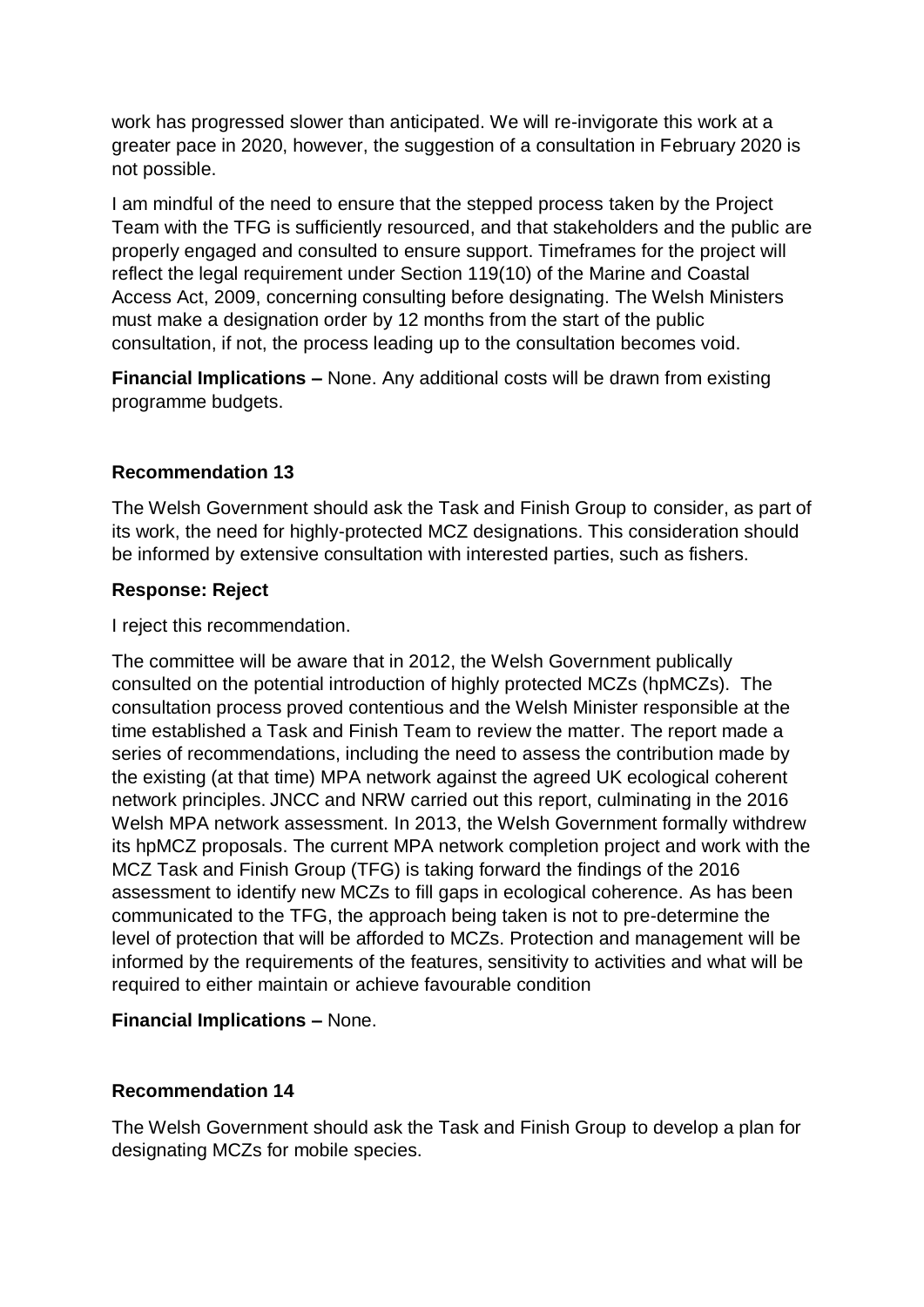work has progressed slower than anticipated. We will re-invigorate this work at a greater pace in 2020, however, the suggestion of a consultation in February 2020 is not possible.

I am mindful of the need to ensure that the stepped process taken by the Project Team with the TFG is sufficiently resourced, and that stakeholders and the public are properly engaged and consulted to ensure support. Timeframes for the project will reflect the legal requirement under Section 119(10) of the Marine and Coastal Access Act, 2009, concerning consulting before designating. The Welsh Ministers must make a designation order by 12 months from the start of the public consultation, if not, the process leading up to the consultation becomes void.

**Financial Implications –** None. Any additional costs will be drawn from existing programme budgets.

**Recommendation 13**

The Welsh Government should ask the Task and Finish Group to consider, as part of its work, the need for highly-protected MCZ designations. This consideration should be informed by extensive consultation with interested parties, such as fishers.

**Response: Reject**

I reject this recommendation.

The committee will be aware that in 2012, the Welsh Government publically consulted on the potential introduction of highly protected MCZs (hpMCZs). The consultation process proved contentious and the Welsh Minister responsible at the time established a Task and Finish Team to review the matter. The report made a series of recommendations, including the need to assess the contribution made by the existing (at that time) MPA network against the agreed UK ecological coherent network principles. JNCC and NRW carried out this report, culminating in the 2016 Welsh MPA network assessment. In 2013, the Welsh Government formally withdrew its hpMCZ proposals. The current MPA network completion project and work with the MCZ Task and Finish Group (TFG) is taking forward the findings of the 2016 assessment to identify new MCZs to fill gaps in ecological coherence. As has been communicated to the TFG, the approach being taken is not to pre-determine the level of protection that will be afforded to MCZs. Protection and management will be informed by the requirements of the features, sensitivity to activities and what will be required to either maintain or achieve favourable condition

**Financial Implications –** None.

**Recommendation 14**

The Welsh Government should ask the Task and Finish Group to develop a plan for designating MCZs for mobile species.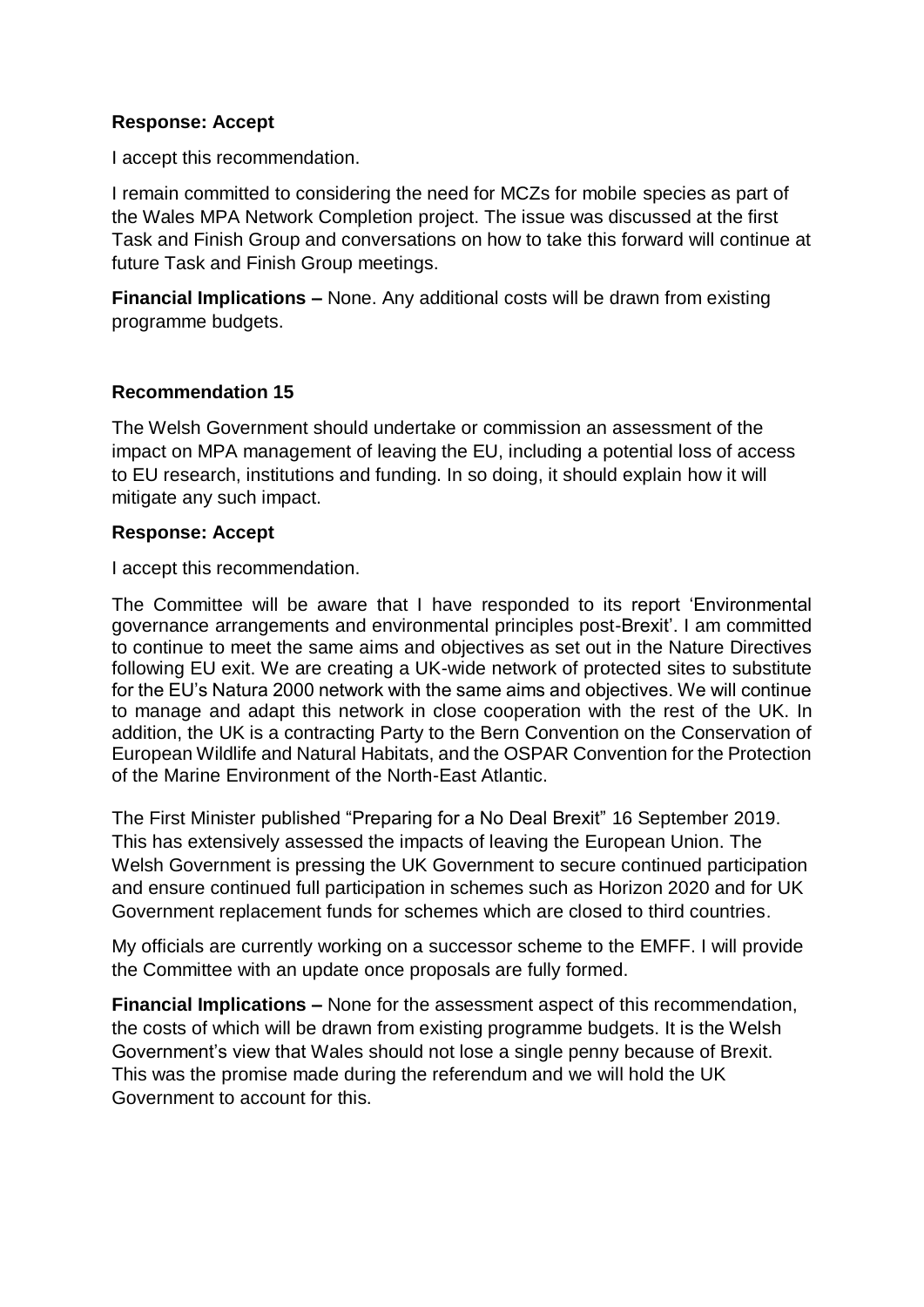**Response: Accept**

I accept this recommendation.

I remain committed to considering the need for MCZs for mobile species as part of the Wales MPA Network Completion project. The issue was discussed at the first Task and Finish Group and conversations on how to take this forward will continue at future Task and Finish Group meetings.

**Financial Implications –** None. Any additional costs will be drawn from existing programme budgets.

**Recommendation 15**

The Welsh Government should undertake or commission an assessment of the impact on MPA management of leaving the EU, including a potential loss of access to EU research, institutions and funding. In so doing, it should explain how it will mitigate any such impact.

**Response: Accept**

I accept this recommendation.

The Committee will be aware that I have responded to its report 'Environmental governance arrangements and environmental principles post-Brexit'. I am committed to continue to meet the same aims and objectives as set out in the Nature Directives following EU exit. We are creating a UK-wide network of protected sites to substitute for the EU's Natura 2000 network with the same aims and objectives. We will continue to manage and adapt this network in close cooperation with the rest of the UK. In addition, the UK is a contracting Party to the Bern Convention on the Conservation of European Wildlife and Natural Habitats, and the OSPAR Convention for the Protection of the Marine Environment of the North-East Atlantic.

The First Minister published "Preparing for a No Deal Brexit" 16 September 2019. This has extensively assessed the impacts of leaving the European Union. The Welsh Government is pressing the UK Government to secure continued participation and ensure continued full participation in schemes such as Horizon 2020 and for UK Government replacement funds for schemes which are closed to third countries.

My officials are currently working on a successor scheme to the EMFF. I will provide the Committee with an update once proposals are fully formed.

**Financial Implications –** None for the assessment aspect of this recommendation, the costs of which will be drawn from existing programme budgets. It is the Welsh Government's view that Wales should not lose a single penny because of Brexit. This was the promise made during the referendum and we will hold the UK Government to account for this.